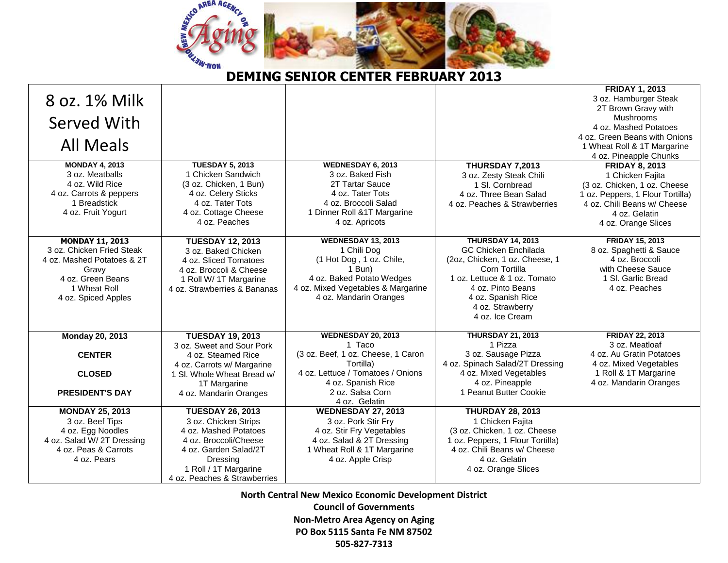# DEMING SENIOR CENTER FEBRUARY 2013

| 8 oz. 1% Milk Served With All Meals | | | | **FRIDAY 1, 2013**<br>3 oz. Hamburger Steak<br>2T Brown Gravy with Mushrooms<br>4 oz. Mashed Potatoes<br>4 oz. Green Beans with Onions<br>1 Wheat Roll & 1T Margarine<br>4 oz. Pineapple Chunks |
|---|---|---|---|---|
| **MONDAY 4, 2013**<br>3 oz. Meatballs<br>4 oz. Wild Rice<br>4 oz. Carrots & peppers<br>1 Breadstick<br>4 oz. Fruit Yogurt | **TUESDAY 5, 2013**<br>1 Chicken Sandwich<br>(3 oz. Chicken, 1 Bun)<br>4 oz. Celery Sticks<br>4 oz. Tater Tots<br>4 oz. Cottage Cheese<br>4 oz. Peaches | **WEDNESDAY 6, 2013**<br>3 oz. Baked Fish<br>2T Tartar Sauce<br>4 oz. Tater Tots<br>4 oz. Broccoli Salad<br>1 Dinner Roll &1T Margarine<br>4 oz. Apricots | **THURSDAY 7,2013**<br>3 oz. Zesty Steak Chili<br>1 Sl. Cornbread<br>4 oz. Three Bean Salad<br>4 oz. Peaches & Strawberries | **FRIDAY 8, 2013**<br>1 Chicken Fajita<br>(3 oz. Chicken, 1 oz. Cheese<br>1 oz. Peppers, 1 Flour Tortilla)<br>4 oz. Chili Beans w/ Cheese<br>4 oz. Gelatin<br>4 oz. Orange Slices |
| **MONDAY 11, 2013**<br>3 oz. Chicken Fried Steak<br>4 oz. Mashed Potatoes & 2T Gravy<br>4 oz. Green Beans<br>1 Wheat Roll<br>4 oz. Spiced Apples | **TUESDAY 12, 2013**<br>3 oz. Baked Chicken<br>4 oz. Sliced Tomatoes<br>4 oz. Broccoli & Cheese<br>1 Roll W/ 1T Margarine<br>4 oz. Strawberries & Bananas | **WEDNESDAY 13, 2013**<br>1 Chili Dog<br>(1 Hot Dog , 1 oz. Chile,<br>1 Bun)<br>4 oz. Baked Potato Wedges<br>4 oz. Mixed Vegetables & Margarine<br>4 oz. Mandarin Oranges | **THURSDAY 14, 2013**<br>GC Chicken Enchilada<br>(2oz, Chicken, 1 oz. Cheese, 1 Corn Tortilla<br>1 oz. Lettuce & 1 oz. Tomato<br>4 oz. Pinto Beans<br>4 oz. Spanish Rice<br>4 oz. Strawberry<br>4 oz. Ice Cream | **FRIDAY 15, 2013**<br>8 oz. Spaghetti & Sauce<br>4 oz. Broccoli<br>with Cheese Sauce<br>1 Sl. Garlic Bread<br>4 oz. Peaches |
| **Monday 20, 2013**<br><br>**CENTER**<br><br>**CLOSED**<br><br>**PRESIDENT'S DAY** | **TUESDAY 19, 2013**<br>3 oz. Sweet and Sour Pork<br>4 oz. Steamed Rice<br>4 oz. Carrots w/ Margarine<br>1 Sl. Whole Wheat Bread w/ 1T Margarine<br>4 oz. Mandarin Oranges | **WEDNESDAY 20, 2013**<br>1 Taco<br>(3 oz. Beef, 1 oz. Cheese, 1 Caron Tortilla)<br>4 oz. Lettuce / Tomatoes / Onions<br>4 oz. Spanish Rice<br>2 oz. Salsa Corn<br>4 oz. Gelatin | **THURSDAY 21, 2013**<br>1 Pizza<br>3 oz. Sausage Pizza<br>4 oz. Spinach Salad/2T Dressing<br>4 oz. Mixed Vegetables<br>4 oz. Pineapple<br>1 Peanut Butter Cookie | **FRIDAY 22, 2013**<br>3 oz. Meatloaf<br>4 oz. Au Gratin Potatoes<br>4 oz. Mixed Vegetables<br>1 Roll & 1T Margarine<br>4 oz. Mandarin Oranges |
| **MONDAY 25, 2013**<br>3 oz. Beef Tips<br>4 oz. Egg Noodles<br>4 oz. Salad W/ 2T Dressing<br>4 oz. Peas & Carrots<br>4 oz. Pears | **TUESDAY 26, 2013**<br>3 oz. Chicken Strips<br>4 oz. Mashed Potatoes<br>4 oz. Broccoli/Cheese<br>4 oz. Garden Salad/2T Dressing<br>1 Roll / 1T Margarine<br>4 oz. Peaches & Strawberries | **WEDNESDAY 27, 2013**<br>3 oz. Pork Stir Fry<br>4 oz. Stir Fry Vegetables<br>4 oz. Salad & 2T Dressing<br>1 Wheat Roll & 1T Margarine<br>4 oz. Apple Crisp | **THURDAY 28, 2013**<br>1 Chicken Fajita<br>(3 oz. Chicken, 1 oz. Cheese<br>1 oz. Peppers, 1 Flour Tortilla)<br>4 oz. Chili Beans w/ Cheese<br>4 oz. Gelatin<br>4 oz. Orange Slices | |

**North Central New Mexico Economic Development District**
**Council of Governments**
**Non-Metro Area Agency on Aging**
**PO Box 5115 Santa Fe NM 87502**
**505-827-7313**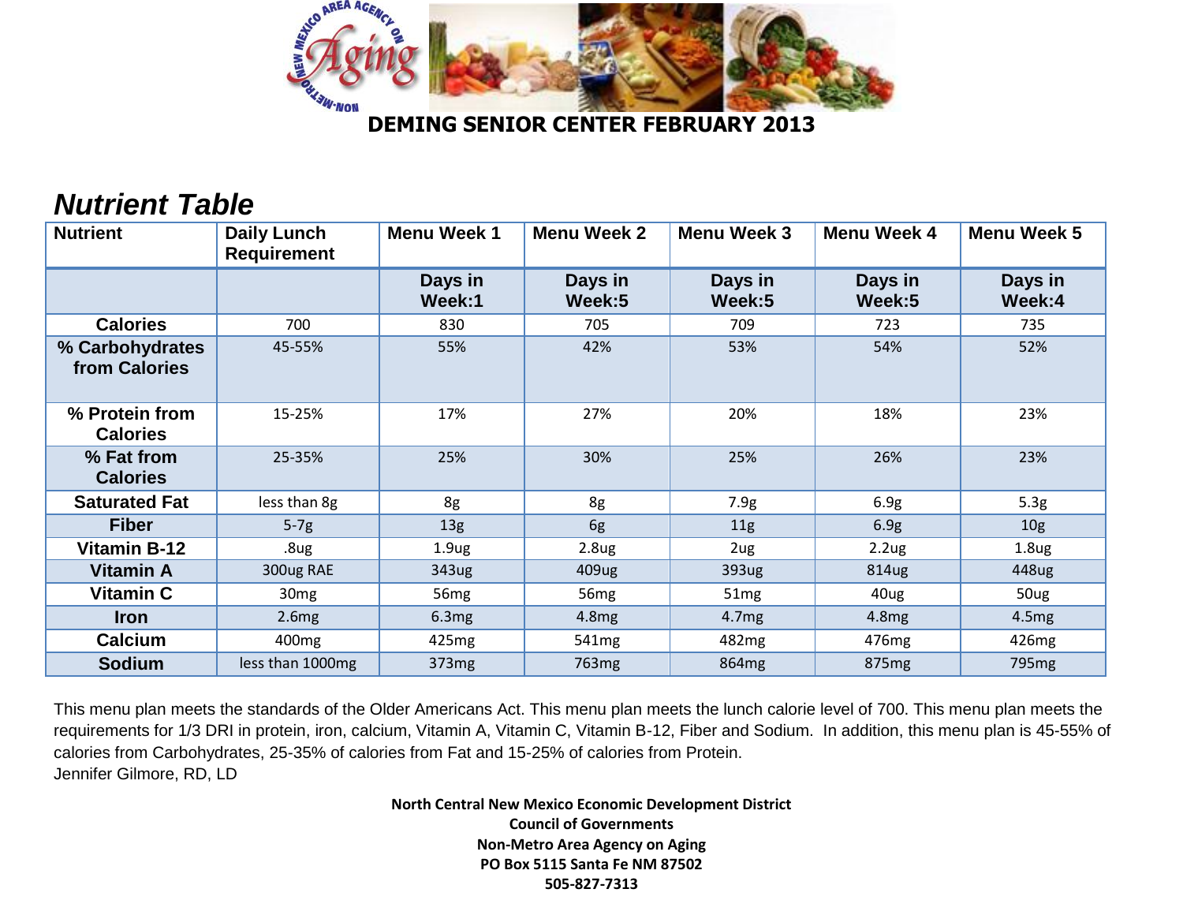**DEMING SENIOR CENTER FEBRUARY 2013**

## *Nutrient Table*

| Nutrient | Daily Lunch Requirement | Menu Week 1 | Menu Week 2 | Menu Week 3 | Menu Week 4 | Menu Week 5 |
|---|---|---|---|---|---|---|
| | | Days in Week:1 | Days in Week:5 | Days in Week:5 | Days in Week:5 | Days in Week:4 |
| **Calories** | 700 | 830 | 705 | 709 | 723 | 735 |
| **% Carbohydrates from Calories** | 45-55% | 55% | 42% | 53% | 54% | 52% |
| **% Protein from Calories** | 15-25% | 17% | 27% | 20% | 18% | 23% |
| **% Fat from Calories** | 25-35% | 25% | 30% | 25% | 26% | 23% |
| **Saturated Fat** | less than 8g | 8g | 8g | 7.9g | 6.9g | 5.3g |
| **Fiber** | 5-7g | 13g | 6g | 11g | 6.9g | 10g |
| **Vitamin B-12** | .8ug | 1.9ug | 2.8ug | 2ug | 2.2ug | 1.8ug |
| **Vitamin A** | 300ug RAE | 343ug | 409ug | 393ug | 814ug | 448ug |
| **Vitamin C** | 30mg | 56mg | 56mg | 51mg | 40ug | 50ug |
| **Iron** | 2.6mg | 6.3mg | 4.8mg | 4.7mg | 4.8mg | 4.5mg |
| **Calcium** | 400mg | 425mg | 541mg | 482mg | 476mg | 426mg |
| **Sodium** | less than 1000mg | 373mg | 763mg | 864mg | 875mg | 795mg |

This menu plan meets the standards of the Older Americans Act. This menu plan meets the lunch calorie level of 700. This menu plan meets the requirements for 1/3 DRI in protein, iron, calcium, Vitamin A, Vitamin C, Vitamin B-12, Fiber and Sodium. In addition, this menu plan is 45-55% of calories from Carbohydrates, 25-35% of calories from Fat and 15-25% of calories from Protein.
Jennifer Gilmore, RD, LD

**North Central New Mexico Economic Development District**
**Council of Governments**
**Non-Metro Area Agency on Aging**
**PO Box 5115 Santa Fe NM 87502**
**505-827-7313**